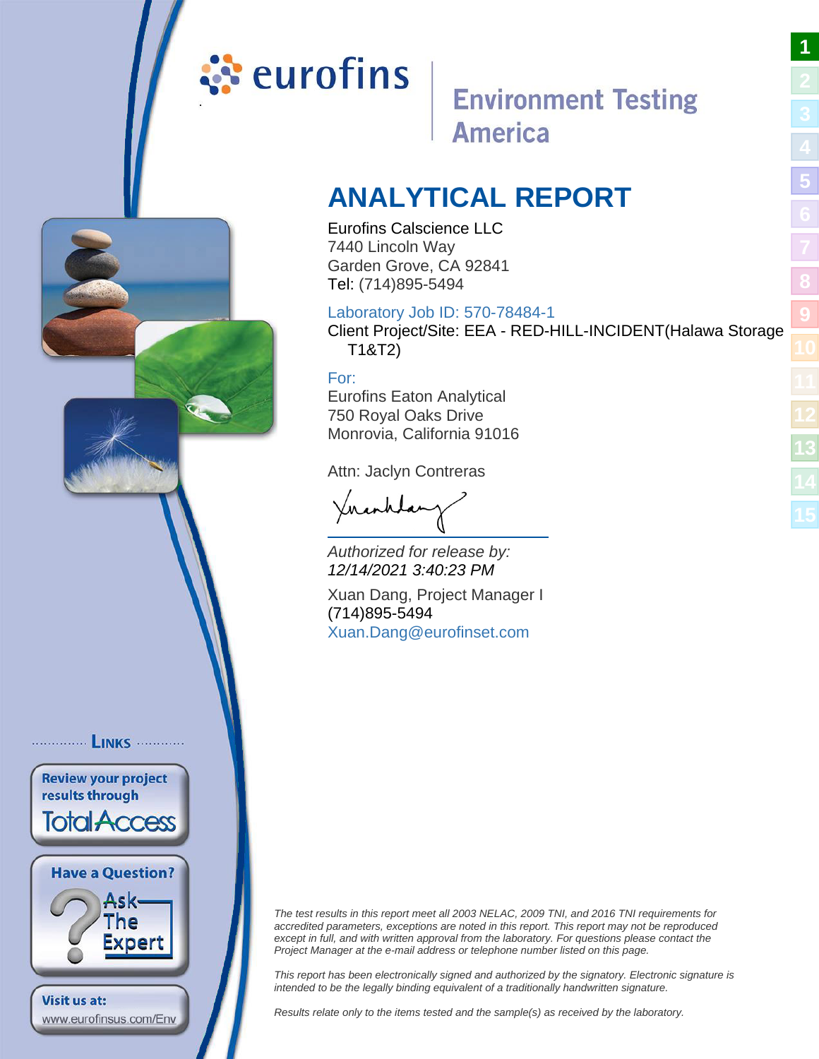eurofins

Environment Testing America

# ANALYTICAL REPORT

Eurofins Calscience LLC
7440 Lincoln Way
Garden Grove, CA 92841
Tel: (714)895-5494

Laboratory Job ID: 570-78484-1

Client Project/Site: EEA - RED-HILL-INCIDENT(Halawa Storage T1&T2)

For:
Eurofins Eaton Analytical
750 Royal Oaks Drive
Monrovia, California 91016

Attn: Jaclyn Contreras

*Authorized for release by:*
*12/14/2021 3:40:23 PM*

Xuan Dang, Project Manager I
(714)895-5494
Xuan.Dang@eurofinset.com

LINKS

Review your project results through TotalAccess

Have a Question? Ask The Expert

Visit us at:
www.eurofinsus.com/Env

*The test results in this report meet all 2003 NELAC, 2009 TNI, and 2016 TNI requirements for accredited parameters, exceptions are noted in this report. This report may not be reproduced except in full, and with written approval from the laboratory. For questions please contact the Project Manager at the e-mail address or telephone number listed on this page.*

*This report has been electronically signed and authorized by the signatory. Electronic signature is intended to be the legally binding equivalent of a traditionally handwritten signature.*

*Results relate only to the items tested and the sample(s) as received by the laboratory.*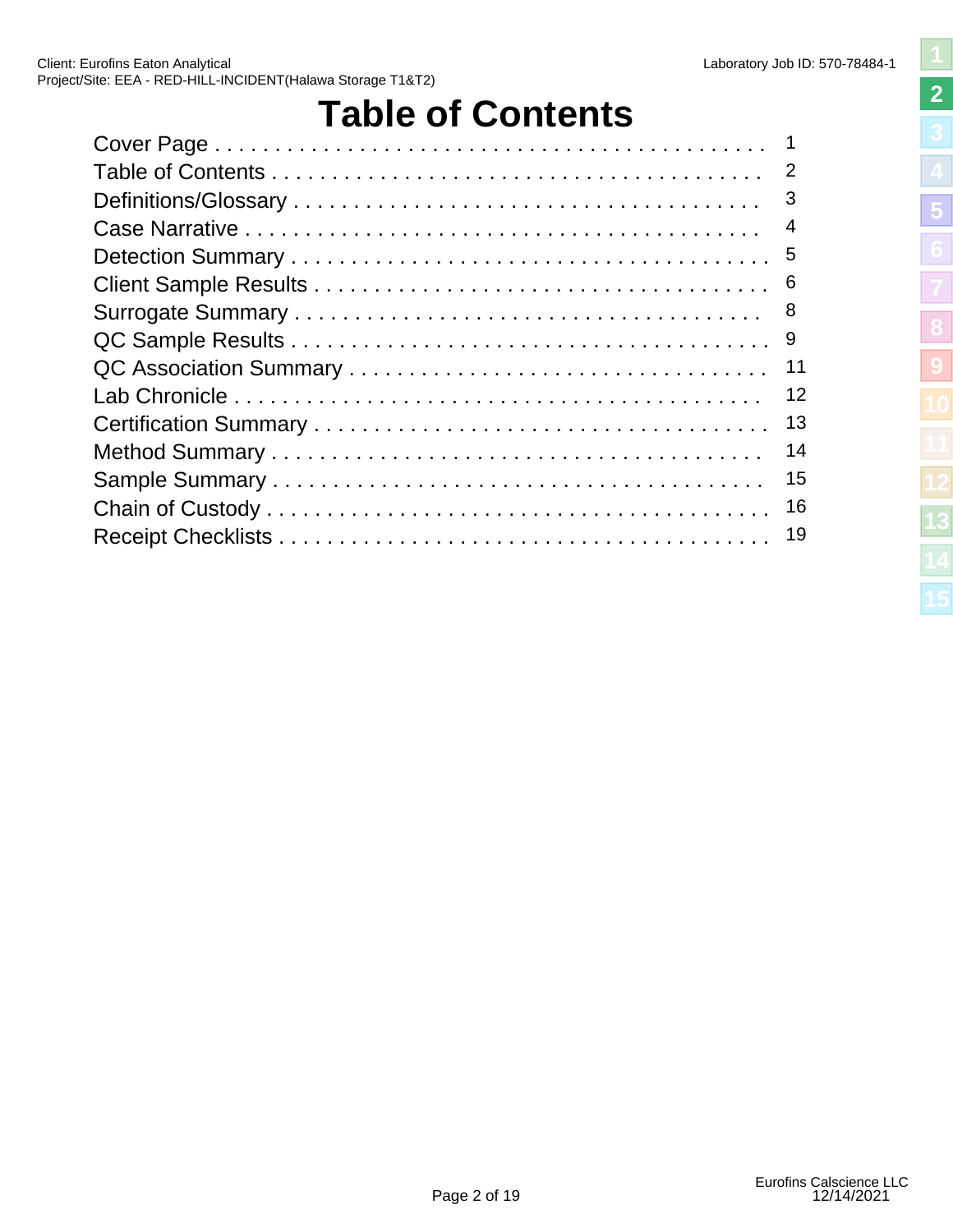# Table of Contents

| | |
|---|---|
| Cover Page | 1 |
| Table of Contents | 2 |
| Definitions/Glossary | 3 |
| Case Narrative | 4 |
| Detection Summary | 5 |
| Client Sample Results | 6 |
| Surrogate Summary | 8 |
| QC Sample Results | 9 |
| QC Association Summary | 11 |
| Lab Chronicle | 12 |
| Certification Summary | 13 |
| Method Summary | 14 |
| Sample Summary | 15 |
| Chain of Custody | 16 |
| Receipt Checklists | 19 |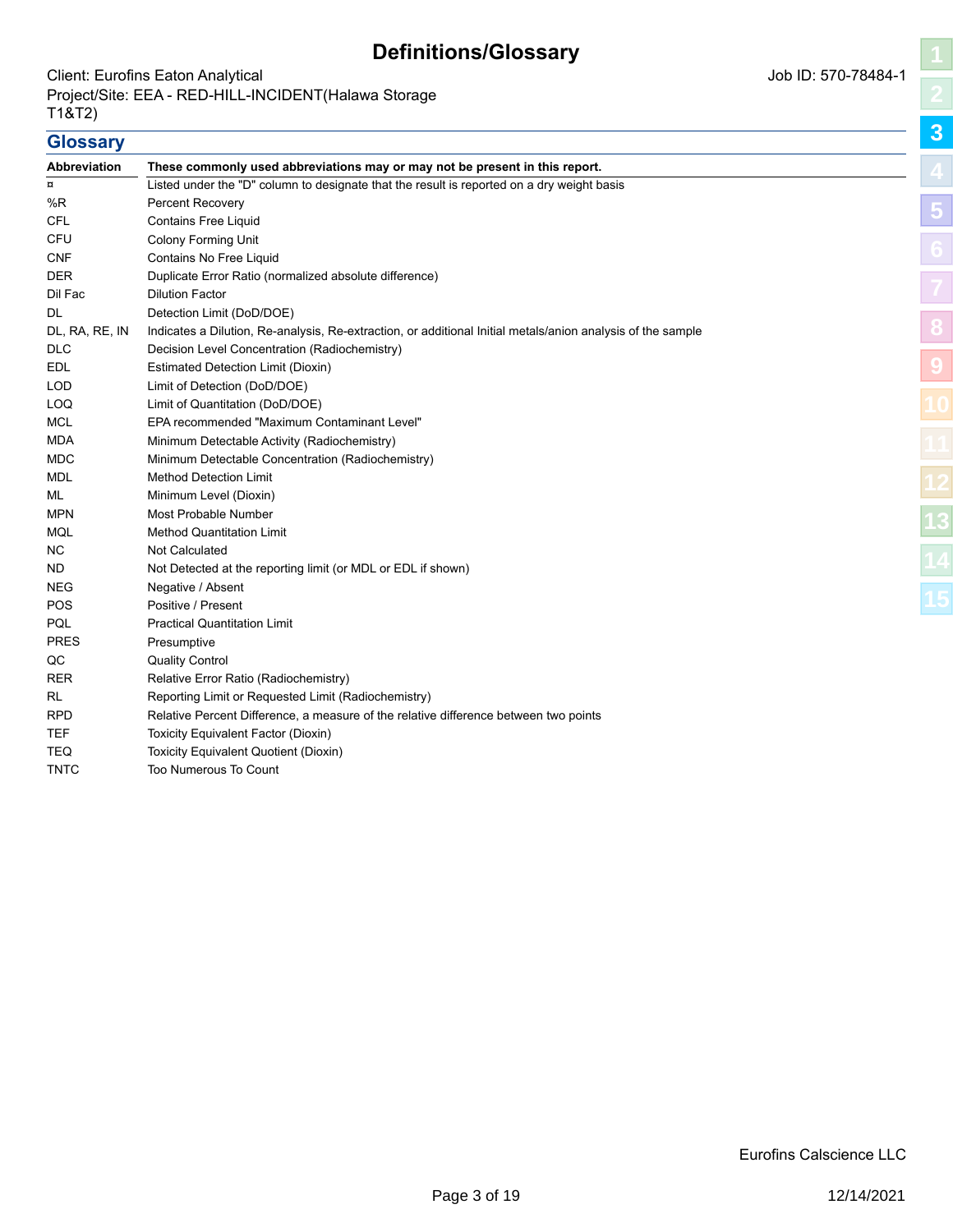# Definitions/Glossary

Client: Eurofins Eaton Analytical
Project/Site: EEA - RED-HILL-INCIDENT(Halawa Storage T1&T2)

Job ID: 570-78484-1

## Glossary

| Abbreviation | These commonly used abbreviations may or may not be present in this report. |
|---|---|
| ¤ | Listed under the "D" column to designate that the result is reported on a dry weight basis |
| %R | Percent Recovery |
| CFL | Contains Free Liquid |
| CFU | Colony Forming Unit |
| CNF | Contains No Free Liquid |
| DER | Duplicate Error Ratio (normalized absolute difference) |
| Dil Fac | Dilution Factor |
| DL | Detection Limit (DoD/DOE) |
| DL, RA, RE, IN | Indicates a Dilution, Re-analysis, Re-extraction, or additional Initial metals/anion analysis of the sample |
| DLC | Decision Level Concentration (Radiochemistry) |
| EDL | Estimated Detection Limit (Dioxin) |
| LOD | Limit of Detection (DoD/DOE) |
| LOQ | Limit of Quantitation (DoD/DOE) |
| MCL | EPA recommended "Maximum Contaminant Level" |
| MDA | Minimum Detectable Activity (Radiochemistry) |
| MDC | Minimum Detectable Concentration (Radiochemistry) |
| MDL | Method Detection Limit |
| ML | Minimum Level (Dioxin) |
| MPN | Most Probable Number |
| MQL | Method Quantitation Limit |
| NC | Not Calculated |
| ND | Not Detected at the reporting limit (or MDL or EDL if shown) |
| NEG | Negative / Absent |
| POS | Positive / Present |
| PQL | Practical Quantitation Limit |
| PRES | Presumptive |
| QC | Quality Control |
| RER | Relative Error Ratio (Radiochemistry) |
| RL | Reporting Limit or Requested Limit (Radiochemistry) |
| RPD | Relative Percent Difference, a measure of the relative difference between two points |
| TEF | Toxicity Equivalent Factor (Dioxin) |
| TEQ | Toxicity Equivalent Quotient (Dioxin) |
| TNTC | Too Numerous To Count |

Eurofins Calscience LLC

12/14/2021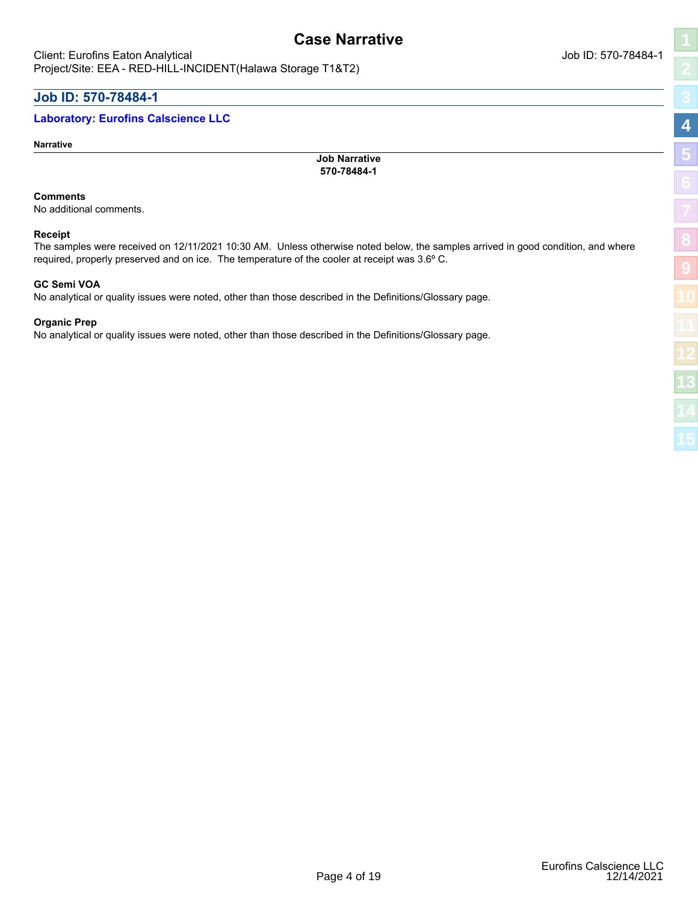# Case Narrative

Client: Eurofins Eaton Analytical

Project/Site: EEA - RED-HILL-INCIDENT(Halawa Storage T1&T2)

Job ID: 570-78484-1

## Job ID: 570-78484-1

### Laboratory: Eurofins Calscience LLC

**Narrative**

**Job Narrative**
**570-78484-1**

**Comments**

No additional comments.

**Receipt**

The samples were received on 12/11/2021 10:30 AM. Unless otherwise noted below, the samples arrived in good condition, and where required, properly preserved and on ice. The temperature of the cooler at receipt was 3.6º C.

**GC Semi VOA**

No analytical or quality issues were noted, other than those described in the Definitions/Glossary page.

**Organic Prep**

No analytical or quality issues were noted, other than those described in the Definitions/Glossary page.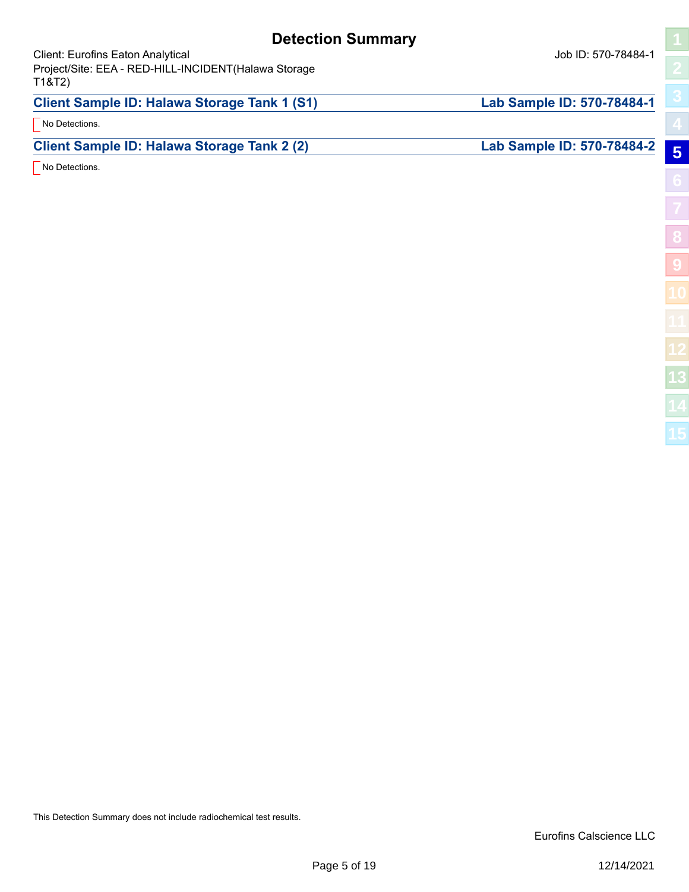# Detection Summary

Client: Eurofins Eaton Analytical

Job ID: 570-78484-1

Project/Site: EEA - RED-HILL-INCIDENT(Halawa Storage T1&T2)

## Client Sample ID: Halawa Storage Tank 1 (S1) — Lab Sample ID: 570-78484-1

No Detections.

## Client Sample ID: Halawa Storage Tank 2 (2) — Lab Sample ID: 570-78484-2

No Detections.

This Detection Summary does not include radiochemical test results.

Eurofins Calscience LLC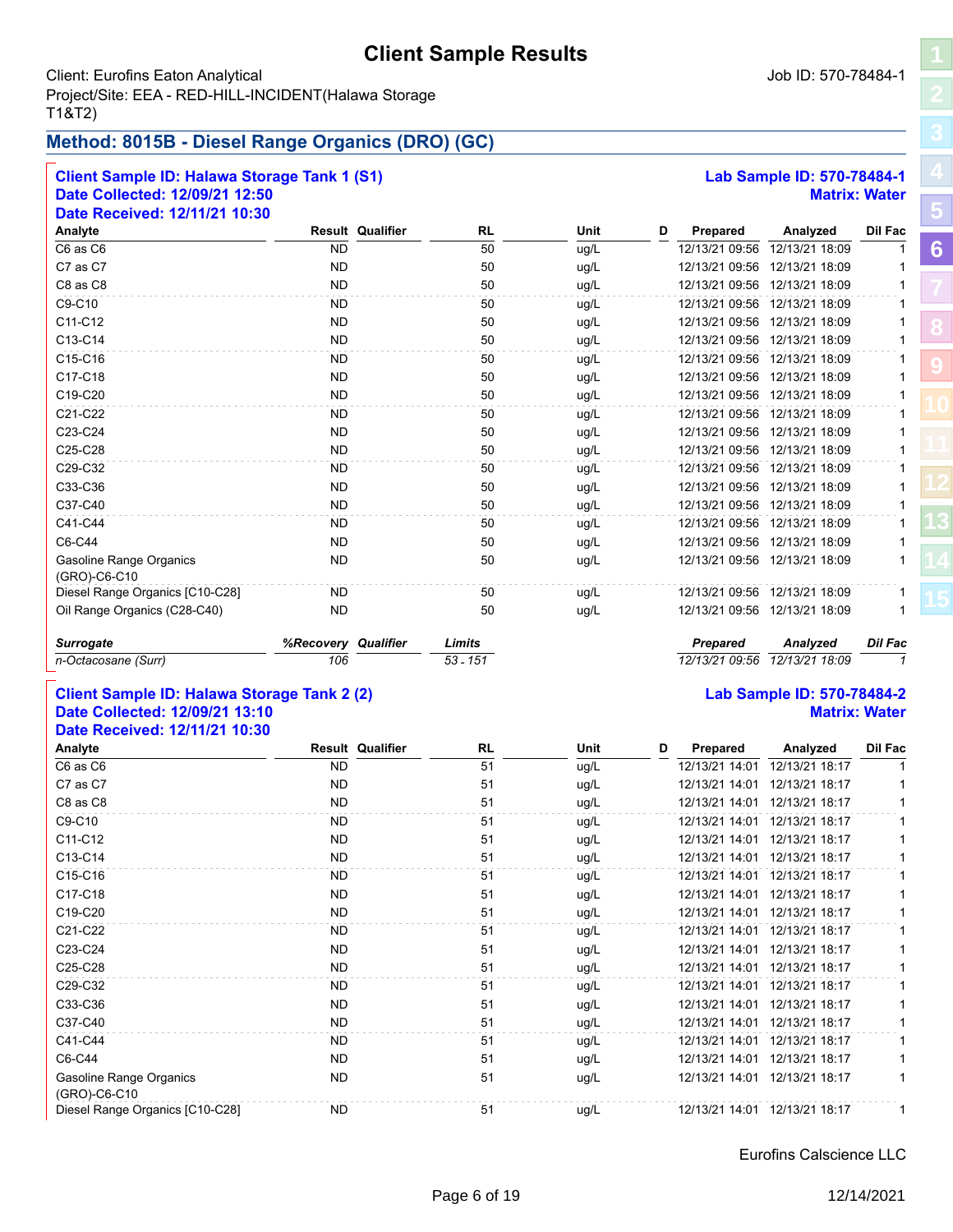# Client Sample Results

Client: Eurofins Eaton Analytical
Project/Site: EEA - RED-HILL-INCIDENT(Halawa Storage T1&T2)

Job ID: 570-78484-1

## Method: 8015B - Diesel Range Organics (DRO) (GC)

**Client Sample ID: Halawa Storage Tank 1 (S1)**
**Date Collected: 12/09/21 12:50**
**Date Received: 12/11/21 10:30**

**Lab Sample ID: 570-78484-1**
**Matrix: Water**

| Analyte | Result | Qualifier | RL | Unit | D | Prepared | Analyzed | Dil Fac |
|---|---|---|---|---|---|---|---|---|
| C6 as C6 | ND | | 50 | ug/L | | 12/13/21 09:56 | 12/13/21 18:09 | 1 |
| C7 as C7 | ND | | 50 | ug/L | | 12/13/21 09:56 | 12/13/21 18:09 | 1 |
| C8 as C8 | ND | | 50 | ug/L | | 12/13/21 09:56 | 12/13/21 18:09 | 1 |
| C9-C10 | ND | | 50 | ug/L | | 12/13/21 09:56 | 12/13/21 18:09 | 1 |
| C11-C12 | ND | | 50 | ug/L | | 12/13/21 09:56 | 12/13/21 18:09 | 1 |
| C13-C14 | ND | | 50 | ug/L | | 12/13/21 09:56 | 12/13/21 18:09 | 1 |
| C15-C16 | ND | | 50 | ug/L | | 12/13/21 09:56 | 12/13/21 18:09 | 1 |
| C17-C18 | ND | | 50 | ug/L | | 12/13/21 09:56 | 12/13/21 18:09 | 1 |
| C19-C20 | ND | | 50 | ug/L | | 12/13/21 09:56 | 12/13/21 18:09 | 1 |
| C21-C22 | ND | | 50 | ug/L | | 12/13/21 09:56 | 12/13/21 18:09 | 1 |
| C23-C24 | ND | | 50 | ug/L | | 12/13/21 09:56 | 12/13/21 18:09 | 1 |
| C25-C28 | ND | | 50 | ug/L | | 12/13/21 09:56 | 12/13/21 18:09 | 1 |
| C29-C32 | ND | | 50 | ug/L | | 12/13/21 09:56 | 12/13/21 18:09 | 1 |
| C33-C36 | ND | | 50 | ug/L | | 12/13/21 09:56 | 12/13/21 18:09 | 1 |
| C37-C40 | ND | | 50 | ug/L | | 12/13/21 09:56 | 12/13/21 18:09 | 1 |
| C41-C44 | ND | | 50 | ug/L | | 12/13/21 09:56 | 12/13/21 18:09 | 1 |
| C6-C44 | ND | | 50 | ug/L | | 12/13/21 09:56 | 12/13/21 18:09 | 1 |
| Gasoline Range Organics (GRO)-C6-C10 | ND | | 50 | ug/L | | 12/13/21 09:56 | 12/13/21 18:09 | 1 |
| Diesel Range Organics [C10-C28] | ND | | 50 | ug/L | | 12/13/21 09:56 | 12/13/21 18:09 | 1 |
| Oil Range Organics (C28-C40) | ND | | 50 | ug/L | | 12/13/21 09:56 | 12/13/21 18:09 | 1 |

| *Surrogate* | *%Recovery* | *Qualifier* | *Limits* | *Prepared* | *Analyzed* | *Dil Fac* |
|---|---|---|---|---|---|---|
| *n-Octacosane (Surr)* | *106* | | *53 - 151* | *12/13/21 09:56* | *12/13/21 18:09* | *1* |

**Client Sample ID: Halawa Storage Tank 2 (2)**
**Date Collected: 12/09/21 13:10**
**Date Received: 12/11/21 10:30**

**Lab Sample ID: 570-78484-2**
**Matrix: Water**

| Analyte | Result | Qualifier | RL | Unit | D | Prepared | Analyzed | Dil Fac |
|---|---|---|---|---|---|---|---|---|
| C6 as C6 | ND | | 51 | ug/L | | 12/13/21 14:01 | 12/13/21 18:17 | 1 |
| C7 as C7 | ND | | 51 | ug/L | | 12/13/21 14:01 | 12/13/21 18:17 | 1 |
| C8 as C8 | ND | | 51 | ug/L | | 12/13/21 14:01 | 12/13/21 18:17 | 1 |
| C9-C10 | ND | | 51 | ug/L | | 12/13/21 14:01 | 12/13/21 18:17 | 1 |
| C11-C12 | ND | | 51 | ug/L | | 12/13/21 14:01 | 12/13/21 18:17 | 1 |
| C13-C14 | ND | | 51 | ug/L | | 12/13/21 14:01 | 12/13/21 18:17 | 1 |
| C15-C16 | ND | | 51 | ug/L | | 12/13/21 14:01 | 12/13/21 18:17 | 1 |
| C17-C18 | ND | | 51 | ug/L | | 12/13/21 14:01 | 12/13/21 18:17 | 1 |
| C19-C20 | ND | | 51 | ug/L | | 12/13/21 14:01 | 12/13/21 18:17 | 1 |
| C21-C22 | ND | | 51 | ug/L | | 12/13/21 14:01 | 12/13/21 18:17 | 1 |
| C23-C24 | ND | | 51 | ug/L | | 12/13/21 14:01 | 12/13/21 18:17 | 1 |
| C25-C28 | ND | | 51 | ug/L | | 12/13/21 14:01 | 12/13/21 18:17 | 1 |
| C29-C32 | ND | | 51 | ug/L | | 12/13/21 14:01 | 12/13/21 18:17 | 1 |
| C33-C36 | ND | | 51 | ug/L | | 12/13/21 14:01 | 12/13/21 18:17 | 1 |
| C37-C40 | ND | | 51 | ug/L | | 12/13/21 14:01 | 12/13/21 18:17 | 1 |
| C41-C44 | ND | | 51 | ug/L | | 12/13/21 14:01 | 12/13/21 18:17 | 1 |
| C6-C44 | ND | | 51 | ug/L | | 12/13/21 14:01 | 12/13/21 18:17 | 1 |
| Gasoline Range Organics (GRO)-C6-C10 | ND | | 51 | ug/L | | 12/13/21 14:01 | 12/13/21 18:17 | 1 |
| Diesel Range Organics [C10-C28] | ND | | 51 | ug/L | | 12/13/21 14:01 | 12/13/21 18:17 | 1 |

Eurofins Calscience LLC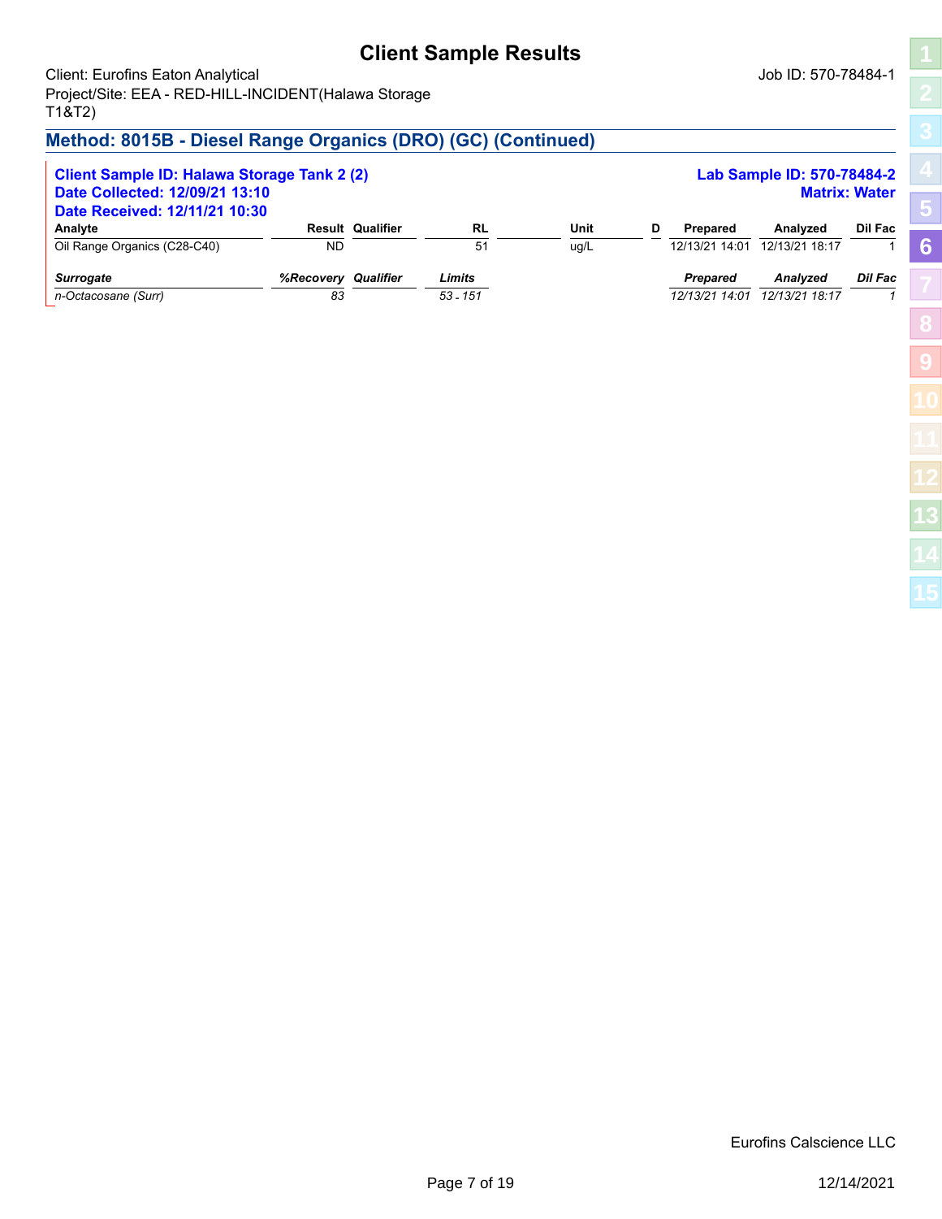# Client Sample Results

Client: Eurofins Eaton Analytical
Project/Site: EEA - RED-HILL-INCIDENT(Halawa Storage T1&T2)

Job ID: 570-78484-1

## Method: 8015B - Diesel Range Organics (DRO) (GC) (Continued)

**Client Sample ID: Halawa Storage Tank 2 (2)**
**Date Collected: 12/09/21 13:10**
**Date Received: 12/11/21 10:30**

**Lab Sample ID: 570-78484-2**
**Matrix: Water**

| Analyte | Result | Qualifier | RL | | Unit | D | Prepared | Analyzed | Dil Fac |
|---|---|---|---|---|---|---|---|---|---|
| Oil Range Organics (C28-C40) | ND | | 51 | | ug/L | | 12/13/21 14:01 | 12/13/21 18:17 | 1 |

| *Surrogate* | *%Recovery* | *Qualifier* | *Limits* | *Prepared* | *Analyzed* | *Dil Fac* |
|---|---|---|---|---|---|---|
| *n-Octacosane (Surr)* | *83* | | *53 - 151* | *12/13/21 14:01* | *12/13/21 18:17* | *1* |

Eurofins Calscience LLC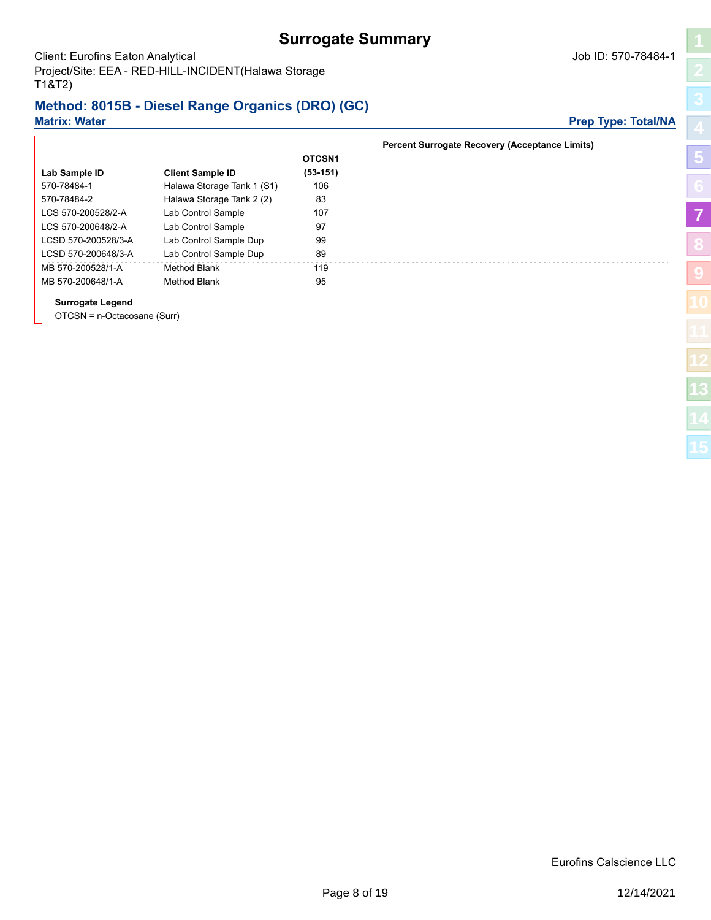# Surrogate Summary

Client: Eurofins Eaton Analytical
Project/Site: EEA - RED-HILL-INCIDENT(Halawa Storage T1&T2)

Job ID: 570-78484-1

## Method: 8015B - Diesel Range Organics (DRO) (GC)

**Matrix: Water**

**Prep Type: Total/NA**

| | | Percent Surrogate Recovery (Acceptance Limits) |
|---|---|---|
| **Lab Sample ID** | **Client Sample ID** | **OTCSN1 (53-151)** |
| 570-78484-1 | Halawa Storage Tank 1 (S1) | 106 |
| 570-78484-2 | Halawa Storage Tank 2 (2) | 83 |
| LCS 570-200528/2-A | Lab Control Sample | 107 |
| LCS 570-200648/2-A | Lab Control Sample | 97 |
| LCSD 570-200528/3-A | Lab Control Sample Dup | 99 |
| LCSD 570-200648/3-A | Lab Control Sample Dup | 89 |
| MB 570-200528/1-A | Method Blank | 119 |
| MB 570-200648/1-A | Method Blank | 95 |

**Surrogate Legend**

OTCSN = n-Octacosane (Surr)

Eurofins Calscience LLC

12/14/2021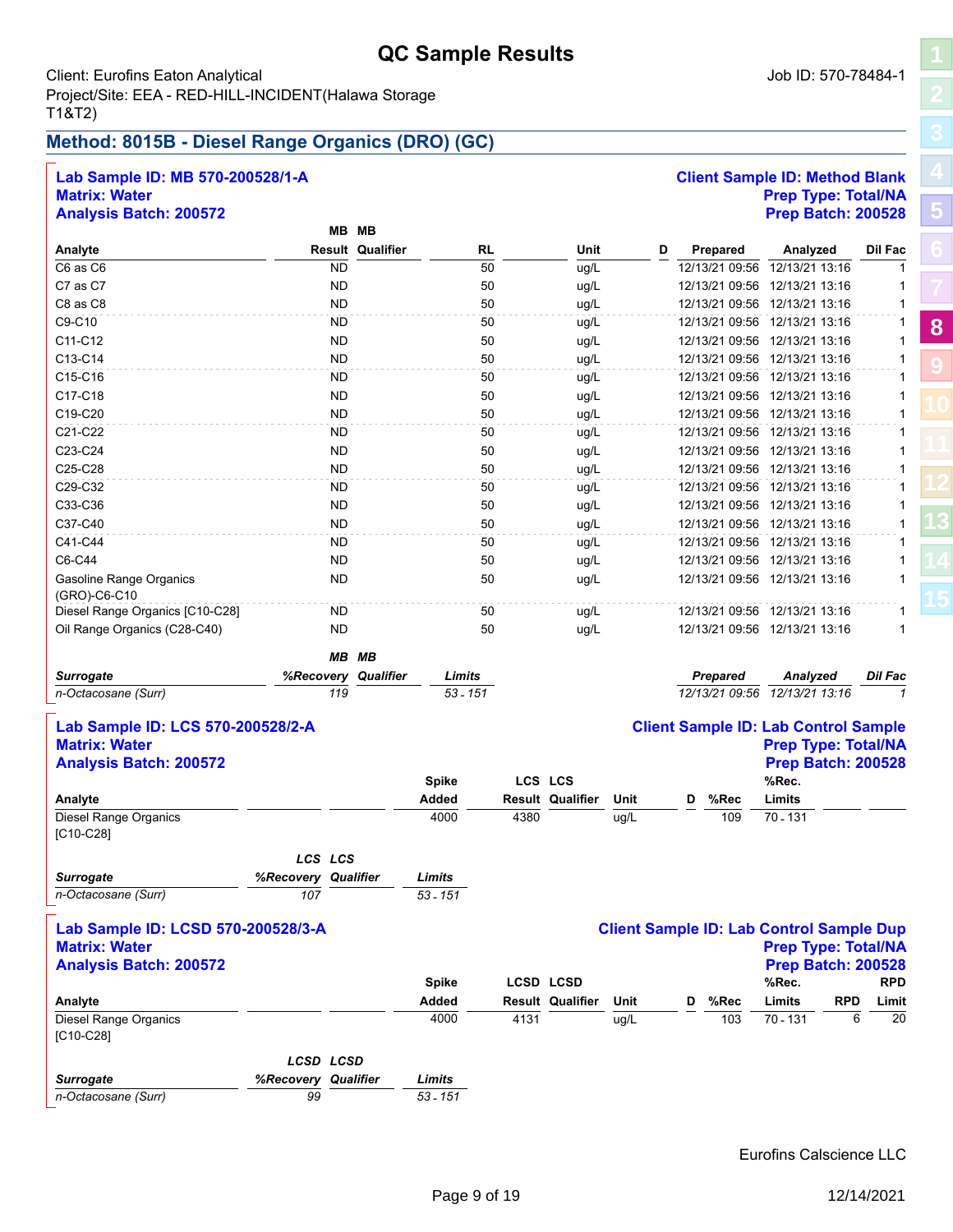# QC Sample Results

Client: Eurofins Eaton Analytical
Project/Site: EEA - RED-HILL-INCIDENT(Halawa Storage T1&T2)

Job ID: 570-78484-1

## Method: 8015B - Diesel Range Organics (DRO) (GC)

**Lab Sample ID: MB 570-200528/1-A**
**Matrix: Water**
**Analysis Batch: 200572**

**Client Sample ID: Method Blank**
**Prep Type: Total/NA**
**Prep Batch: 200528**

| Analyte | MB Result | MB Qualifier | RL | Unit | D | Prepared | Analyzed | Dil Fac |
|---|---|---|---|---|---|---|---|---|
| C6 as C6 | ND | | 50 | ug/L | | 12/13/21 09:56 | 12/13/21 13:16 | 1 |
| C7 as C7 | ND | | 50 | ug/L | | 12/13/21 09:56 | 12/13/21 13:16 | 1 |
| C8 as C8 | ND | | 50 | ug/L | | 12/13/21 09:56 | 12/13/21 13:16 | 1 |
| C9-C10 | ND | | 50 | ug/L | | 12/13/21 09:56 | 12/13/21 13:16 | 1 |
| C11-C12 | ND | | 50 | ug/L | | 12/13/21 09:56 | 12/13/21 13:16 | 1 |
| C13-C14 | ND | | 50 | ug/L | | 12/13/21 09:56 | 12/13/21 13:16 | 1 |
| C15-C16 | ND | | 50 | ug/L | | 12/13/21 09:56 | 12/13/21 13:16 | 1 |
| C17-C18 | ND | | 50 | ug/L | | 12/13/21 09:56 | 12/13/21 13:16 | 1 |
| C19-C20 | ND | | 50 | ug/L | | 12/13/21 09:56 | 12/13/21 13:16 | 1 |
| C21-C22 | ND | | 50 | ug/L | | 12/13/21 09:56 | 12/13/21 13:16 | 1 |
| C23-C24 | ND | | 50 | ug/L | | 12/13/21 09:56 | 12/13/21 13:16 | 1 |
| C25-C28 | ND | | 50 | ug/L | | 12/13/21 09:56 | 12/13/21 13:16 | 1 |
| C29-C32 | ND | | 50 | ug/L | | 12/13/21 09:56 | 12/13/21 13:16 | 1 |
| C33-C36 | ND | | 50 | ug/L | | 12/13/21 09:56 | 12/13/21 13:16 | 1 |
| C37-C40 | ND | | 50 | ug/L | | 12/13/21 09:56 | 12/13/21 13:16 | 1 |
| C41-C44 | ND | | 50 | ug/L | | 12/13/21 09:56 | 12/13/21 13:16 | 1 |
| C6-C44 | ND | | 50 | ug/L | | 12/13/21 09:56 | 12/13/21 13:16 | 1 |
| Gasoline Range Organics (GRO)-C6-C10 | ND | | 50 | ug/L | | 12/13/21 09:56 | 12/13/21 13:16 | 1 |
| Diesel Range Organics [C10-C28] | ND | | 50 | ug/L | | 12/13/21 09:56 | 12/13/21 13:16 | 1 |
| Oil Range Organics (C28-C40) | ND | | 50 | ug/L | | 12/13/21 09:56 | 12/13/21 13:16 | 1 |

| *Surrogate* | *MB %Recovery* | *MB Qualifier* | *Limits* | *Prepared* | *Analyzed* | *Dil Fac* |
|---|---|---|---|---|---|---|
| *n-Octacosane (Surr)* | *119* | | *53 - 151* | *12/13/21 09:56* | *12/13/21 13:16* | *1* |

**Lab Sample ID: LCS 570-200528/2-A**
**Matrix: Water**
**Analysis Batch: 200572**

**Client Sample ID: Lab Control Sample**
**Prep Type: Total/NA**
**Prep Batch: 200528**

| Analyte | Spike Added | LCS Result | LCS Qualifier | Unit | D | %Rec | %Rec. Limits |
|---|---|---|---|---|---|---|---|
| Diesel Range Organics [C10-C28] | 4000 | 4380 | | ug/L | | 109 | 70 - 131 |

| *Surrogate* | *LCS %Recovery* | *LCS Qualifier* | *Limits* |
|---|---|---|---|
| *n-Octacosane (Surr)* | *107* | | *53 - 151* |

**Lab Sample ID: LCSD 570-200528/3-A**
**Matrix: Water**
**Analysis Batch: 200572**

**Client Sample ID: Lab Control Sample Dup**
**Prep Type: Total/NA**
**Prep Batch: 200528**

| Analyte | Spike Added | LCSD Result | LCSD Qualifier | Unit | D | %Rec | %Rec. Limits | RPD | RPD Limit |
|---|---|---|---|---|---|---|---|---|---|
| Diesel Range Organics [C10-C28] | 4000 | 4131 | | ug/L | | 103 | 70 - 131 | 6 | 20 |

| *Surrogate* | *LCSD %Recovery* | *LCSD Qualifier* | *Limits* |
|---|---|---|---|
| *n-Octacosane (Surr)* | *99* | | *53 - 151* |

Eurofins Calscience LLC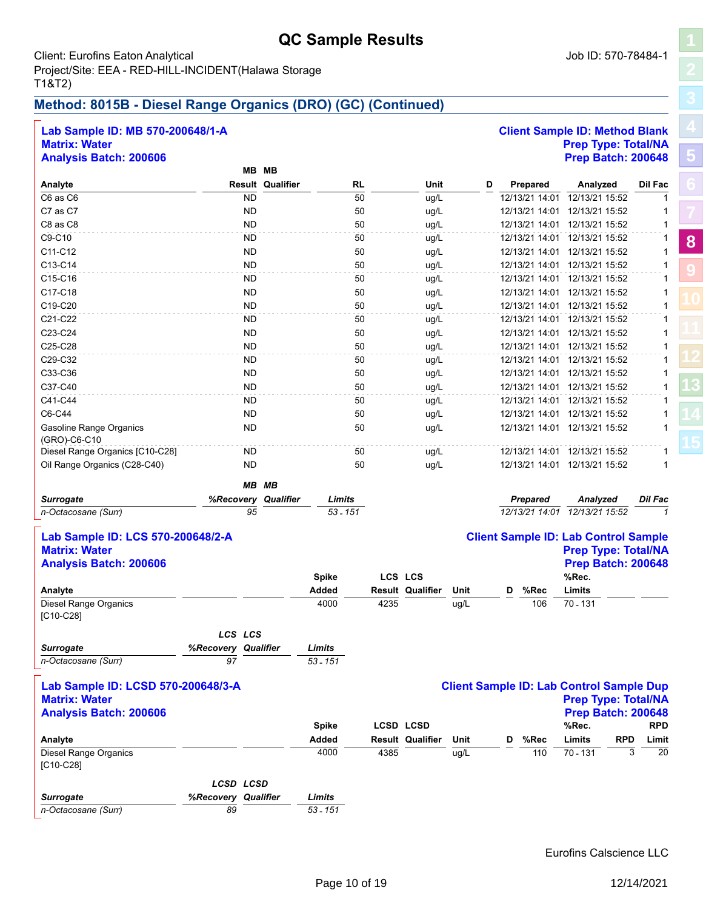# QC Sample Results

Client: Eurofins Eaton Analytical
Project/Site: EEA - RED-HILL-INCIDENT(Halawa Storage T1&T2)

Job ID: 570-78484-1

## Method: 8015B - Diesel Range Organics (DRO) (GC) (Continued)

**Lab Sample ID: MB 570-200648/1-A**
**Matrix: Water**
**Analysis Batch: 200606**

**Client Sample ID: Method Blank**
**Prep Type: Total/NA**
**Prep Batch: 200648**

| Analyte | MB Result | MB Qualifier | RL | Unit | D | Prepared | Analyzed | Dil Fac |
|---|---|---|---|---|---|---|---|---|
| C6 as C6 | ND | | 50 | ug/L | | 12/13/21 14:01 | 12/13/21 15:52 | 1 |
| C7 as C7 | ND | | 50 | ug/L | | 12/13/21 14:01 | 12/13/21 15:52 | 1 |
| C8 as C8 | ND | | 50 | ug/L | | 12/13/21 14:01 | 12/13/21 15:52 | 1 |
| C9-C10 | ND | | 50 | ug/L | | 12/13/21 14:01 | 12/13/21 15:52 | 1 |
| C11-C12 | ND | | 50 | ug/L | | 12/13/21 14:01 | 12/13/21 15:52 | 1 |
| C13-C14 | ND | | 50 | ug/L | | 12/13/21 14:01 | 12/13/21 15:52 | 1 |
| C15-C16 | ND | | 50 | ug/L | | 12/13/21 14:01 | 12/13/21 15:52 | 1 |
| C17-C18 | ND | | 50 | ug/L | | 12/13/21 14:01 | 12/13/21 15:52 | 1 |
| C19-C20 | ND | | 50 | ug/L | | 12/13/21 14:01 | 12/13/21 15:52 | 1 |
| C21-C22 | ND | | 50 | ug/L | | 12/13/21 14:01 | 12/13/21 15:52 | 1 |
| C23-C24 | ND | | 50 | ug/L | | 12/13/21 14:01 | 12/13/21 15:52 | 1 |
| C25-C28 | ND | | 50 | ug/L | | 12/13/21 14:01 | 12/13/21 15:52 | 1 |
| C29-C32 | ND | | 50 | ug/L | | 12/13/21 14:01 | 12/13/21 15:52 | 1 |
| C33-C36 | ND | | 50 | ug/L | | 12/13/21 14:01 | 12/13/21 15:52 | 1 |
| C37-C40 | ND | | 50 | ug/L | | 12/13/21 14:01 | 12/13/21 15:52 | 1 |
| C41-C44 | ND | | 50 | ug/L | | 12/13/21 14:01 | 12/13/21 15:52 | 1 |
| C6-C44 | ND | | 50 | ug/L | | 12/13/21 14:01 | 12/13/21 15:52 | 1 |
| Gasoline Range Organics (GRO)-C6-C10 | ND | | 50 | ug/L | | 12/13/21 14:01 | 12/13/21 15:52 | 1 |
| Diesel Range Organics [C10-C28] | ND | | 50 | ug/L | | 12/13/21 14:01 | 12/13/21 15:52 | 1 |
| Oil Range Organics (C28-C40) | ND | | 50 | ug/L | | 12/13/21 14:01 | 12/13/21 15:52 | 1 |

| *Surrogate* | *MB %Recovery* | *MB Qualifier* | *Limits* | *Prepared* | *Analyzed* | *Dil Fac* |
|---|---|---|---|---|---|---|
| *n-Octacosane (Surr)* | *95* | | *53 - 151* | *12/13/21 14:01* | *12/13/21 15:52* | *1* |

**Lab Sample ID: LCS 570-200648/2-A**
**Matrix: Water**
**Analysis Batch: 200606**

**Client Sample ID: Lab Control Sample**
**Prep Type: Total/NA**
**Prep Batch: 200648**

| Analyte | Spike Added | LCS Result | LCS Qualifier | Unit | D | %Rec | %Rec. Limits |
|---|---|---|---|---|---|---|---|
| Diesel Range Organics [C10-C28] | 4000 | 4235 | | ug/L | | 106 | 70 - 131 |

| *Surrogate* | *LCS %Recovery* | *LCS Qualifier* | *Limits* |
|---|---|---|---|
| *n-Octacosane (Surr)* | *97* | | *53 - 151* |

**Lab Sample ID: LCSD 570-200648/3-A**
**Matrix: Water**
**Analysis Batch: 200606**

**Client Sample ID: Lab Control Sample Dup**
**Prep Type: Total/NA**
**Prep Batch: 200648**

| Analyte | Spike Added | LCSD Result | LCSD Qualifier | Unit | D | %Rec | %Rec. Limits | RPD | RPD Limit |
|---|---|---|---|---|---|---|---|---|---|
| Diesel Range Organics [C10-C28] | 4000 | 4385 | | ug/L | | 110 | 70 - 131 | 3 | 20 |

| *Surrogate* | *LCSD %Recovery* | *LCSD Qualifier* | *Limits* |
|---|---|---|---|
| *n-Octacosane (Surr)* | *89* | | *53 - 151* |

Eurofins Calscience LLC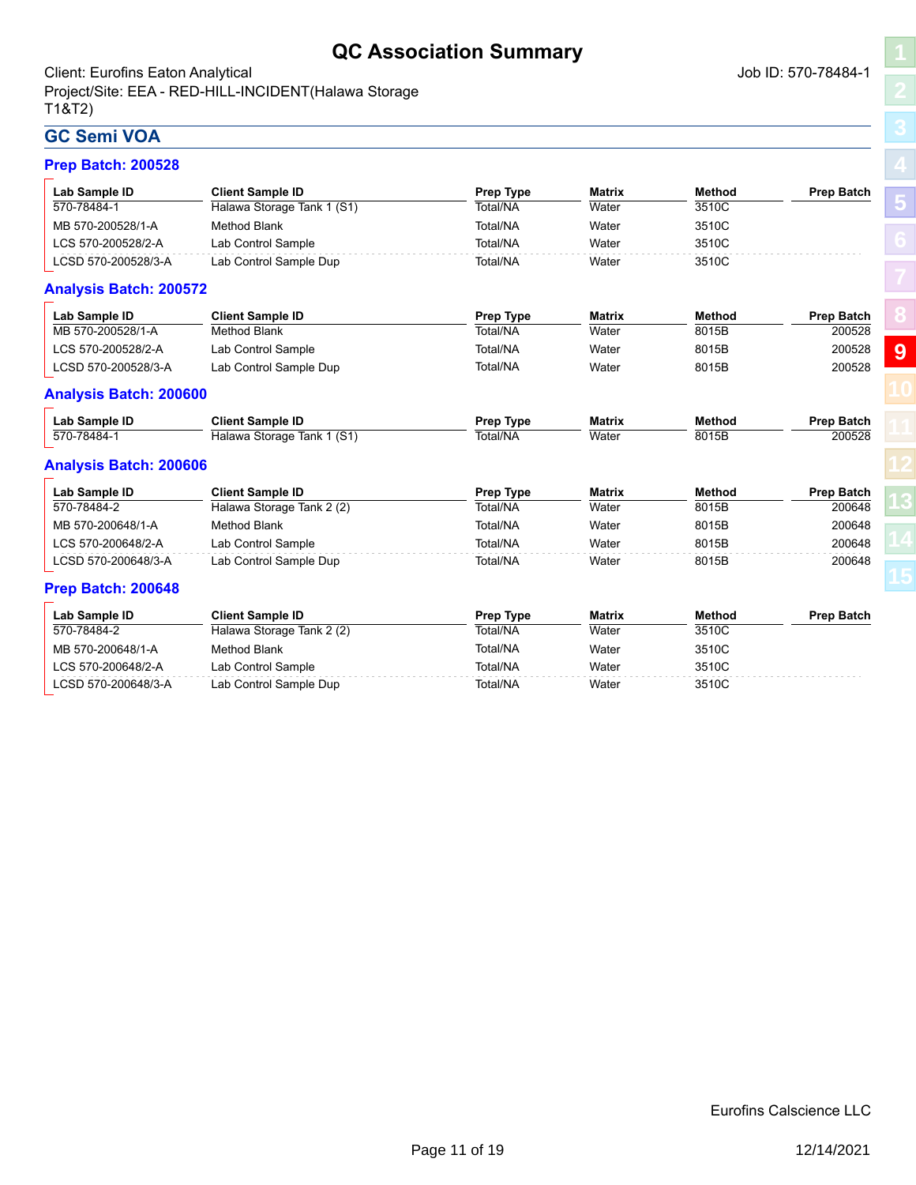# QC Association Summary

Client: Eurofins Eaton Analytical
Project/Site: EEA - RED-HILL-INCIDENT(Halawa Storage T1&T2)

Job ID: 570-78484-1

## GC Semi VOA

### Prep Batch: 200528

| Lab Sample ID | Client Sample ID | Prep Type | Matrix | Method | Prep Batch |
|---|---|---|---|---|---|
| 570-78484-1 | Halawa Storage Tank 1 (S1) | Total/NA | Water | 3510C | |
| MB 570-200528/1-A | Method Blank | Total/NA | Water | 3510C | |
| LCS 570-200528/2-A | Lab Control Sample | Total/NA | Water | 3510C | |
| LCSD 570-200528/3-A | Lab Control Sample Dup | Total/NA | Water | 3510C | |

### Analysis Batch: 200572

| Lab Sample ID | Client Sample ID | Prep Type | Matrix | Method | Prep Batch |
|---|---|---|---|---|---|
| MB 570-200528/1-A | Method Blank | Total/NA | Water | 8015B | 200528 |
| LCS 570-200528/2-A | Lab Control Sample | Total/NA | Water | 8015B | 200528 |
| LCSD 570-200528/3-A | Lab Control Sample Dup | Total/NA | Water | 8015B | 200528 |

### Analysis Batch: 200600

| Lab Sample ID | Client Sample ID | Prep Type | Matrix | Method | Prep Batch |
|---|---|---|---|---|---|
| 570-78484-1 | Halawa Storage Tank 1 (S1) | Total/NA | Water | 8015B | 200528 |

### Analysis Batch: 200606

| Lab Sample ID | Client Sample ID | Prep Type | Matrix | Method | Prep Batch |
|---|---|---|---|---|---|
| 570-78484-2 | Halawa Storage Tank 2 (2) | Total/NA | Water | 8015B | 200648 |
| MB 570-200648/1-A | Method Blank | Total/NA | Water | 8015B | 200648 |
| LCS 570-200648/2-A | Lab Control Sample | Total/NA | Water | 8015B | 200648 |
| LCSD 570-200648/3-A | Lab Control Sample Dup | Total/NA | Water | 8015B | 200648 |

### Prep Batch: 200648

| Lab Sample ID | Client Sample ID | Prep Type | Matrix | Method | Prep Batch |
|---|---|---|---|---|---|
| 570-78484-2 | Halawa Storage Tank 2 (2) | Total/NA | Water | 3510C | |
| MB 570-200648/1-A | Method Blank | Total/NA | Water | 3510C | |
| LCS 570-200648/2-A | Lab Control Sample | Total/NA | Water | 3510C | |
| LCSD 570-200648/3-A | Lab Control Sample Dup | Total/NA | Water | 3510C | |

Eurofins Calscience LLC

12/14/2021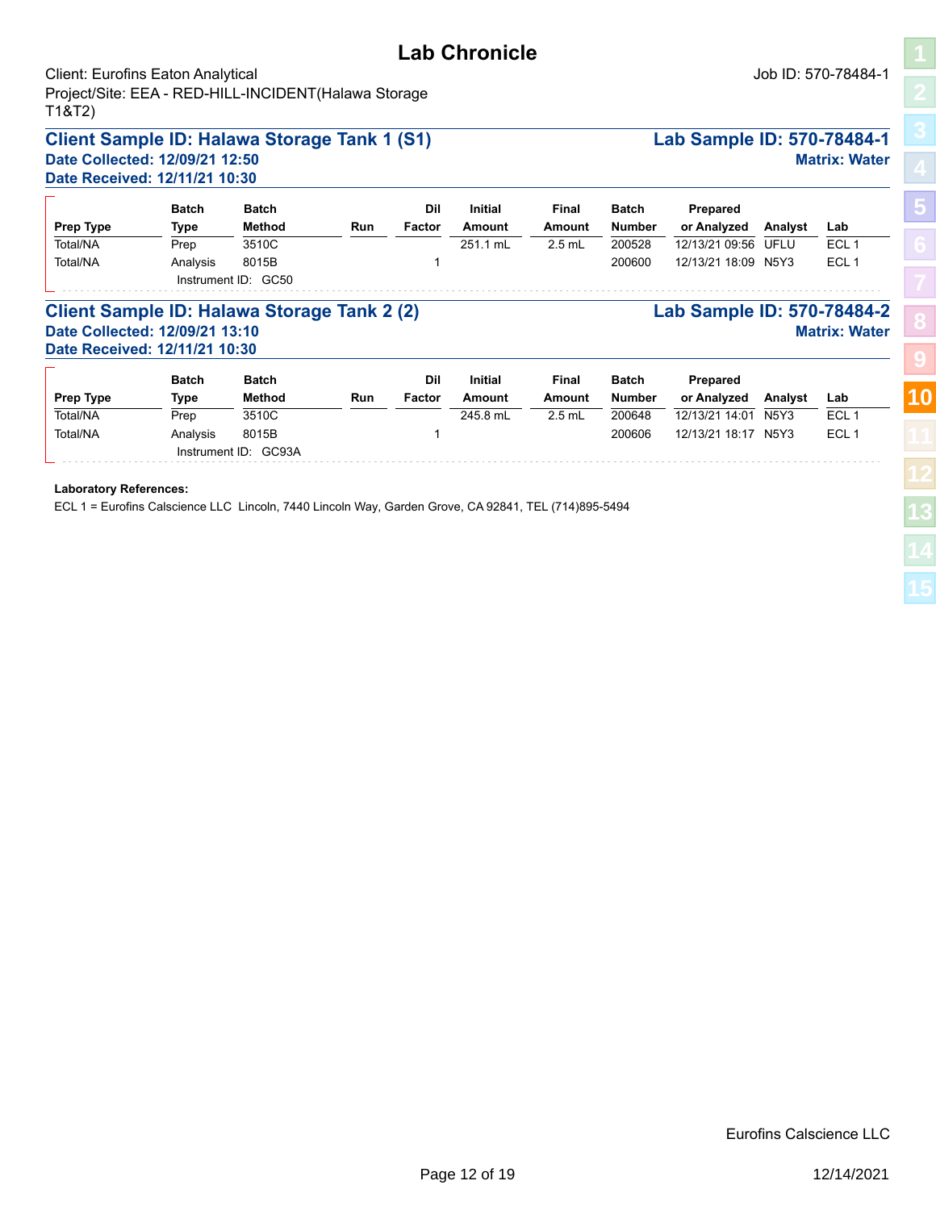# Lab Chronicle

Client: Eurofins Eaton Analytical
Project/Site: EEA - RED-HILL-INCIDENT(Halawa Storage T1&T2)

Job ID: 570-78484-1

## Client Sample ID: Halawa Storage Tank 1 (S1)

**Lab Sample ID: 570-78484-1**

**Date Collected: 12/09/21 12:50**
**Date Received: 12/11/21 10:30**

**Matrix: Water**

| Prep Type | Batch Type | Batch Method | Run | Dil Factor | Initial Amount | Final Amount | Batch Number | Prepared or Analyzed | Analyst | Lab |
|---|---|---|---|---|---|---|---|---|---|---|
| Total/NA | Prep | 3510C | | | 251.1 mL | 2.5 mL | 200528 | 12/13/21 09:56 | UFLU | ECL 1 |
| Total/NA | Analysis | 8015B | | 1 | | | 200600 | 12/13/21 18:09 | N5Y3 | ECL 1 |
| | Instrument ID: GC50 | | | | | | | | | |

## Client Sample ID: Halawa Storage Tank 2 (2)

**Lab Sample ID: 570-78484-2**

**Date Collected: 12/09/21 13:10**
**Date Received: 12/11/21 10:30**

**Matrix: Water**

| Prep Type | Batch Type | Batch Method | Run | Dil Factor | Initial Amount | Final Amount | Batch Number | Prepared or Analyzed | Analyst | Lab |
|---|---|---|---|---|---|---|---|---|---|---|
| Total/NA | Prep | 3510C | | | 245.8 mL | 2.5 mL | 200648 | 12/13/21 14:01 | N5Y3 | ECL 1 |
| Total/NA | Analysis | 8015B | | 1 | | | 200606 | 12/13/21 18:17 | N5Y3 | ECL 1 |
| | Instrument ID: GC93A | | | | | | | | | |

**Laboratory References:**

ECL 1 = Eurofins Calscience LLC Lincoln, 7440 Lincoln Way, Garden Grove, CA 92841, TEL (714)895-5494

Eurofins Calscience LLC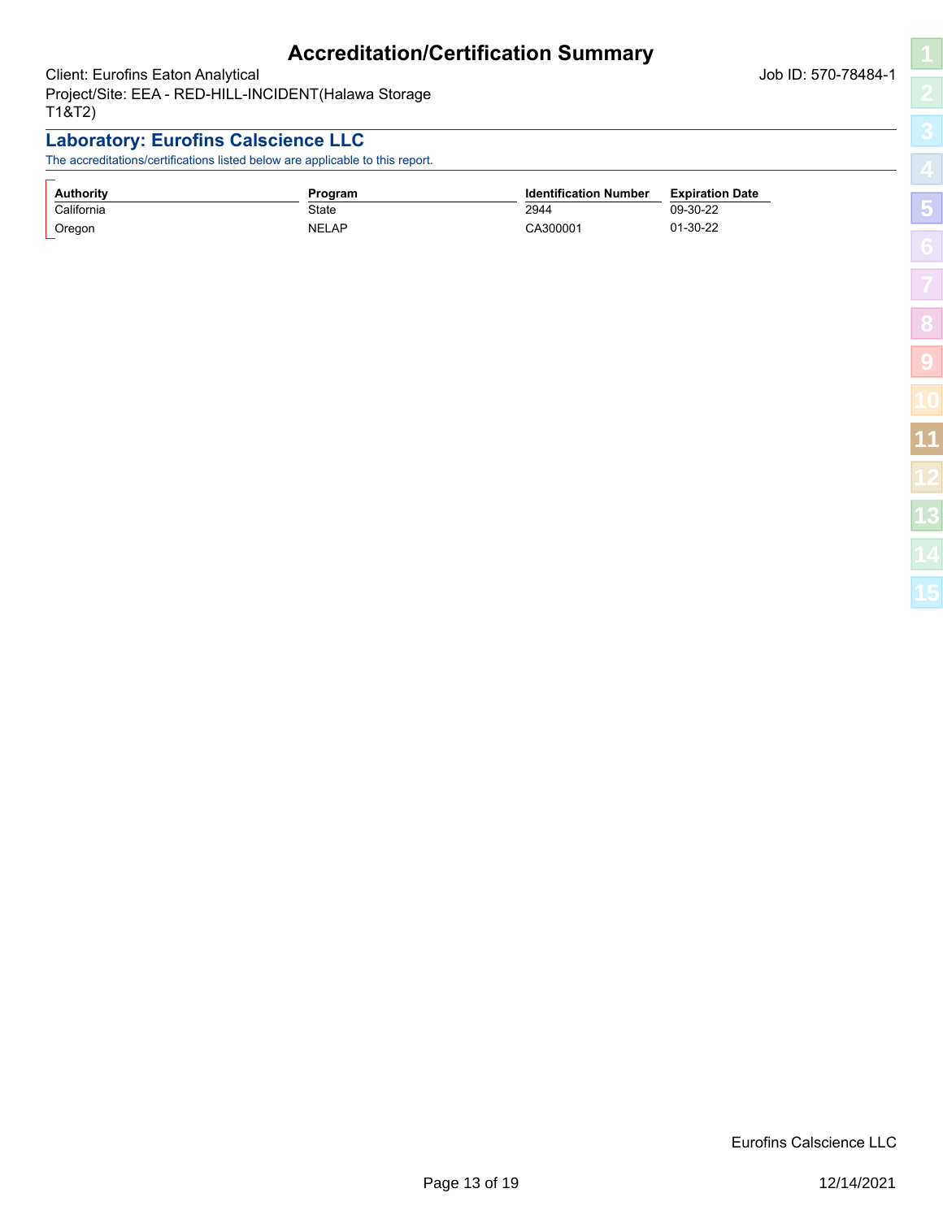# Accreditation/Certification Summary

Client: Eurofins Eaton Analytical
Project/Site: EEA - RED-HILL-INCIDENT(Halawa Storage T1&T2)

Job ID: 570-78484-1

## Laboratory: Eurofins Calscience LLC

The accreditations/certifications listed below are applicable to this report.

| Authority | Program | Identification Number | Expiration Date |
|---|---|---|---|
| California | State | 2944 | 09-30-22 |
| Oregon | NELAP | CA300001 | 01-30-22 |

Eurofins Calscience LLC

12/14/2021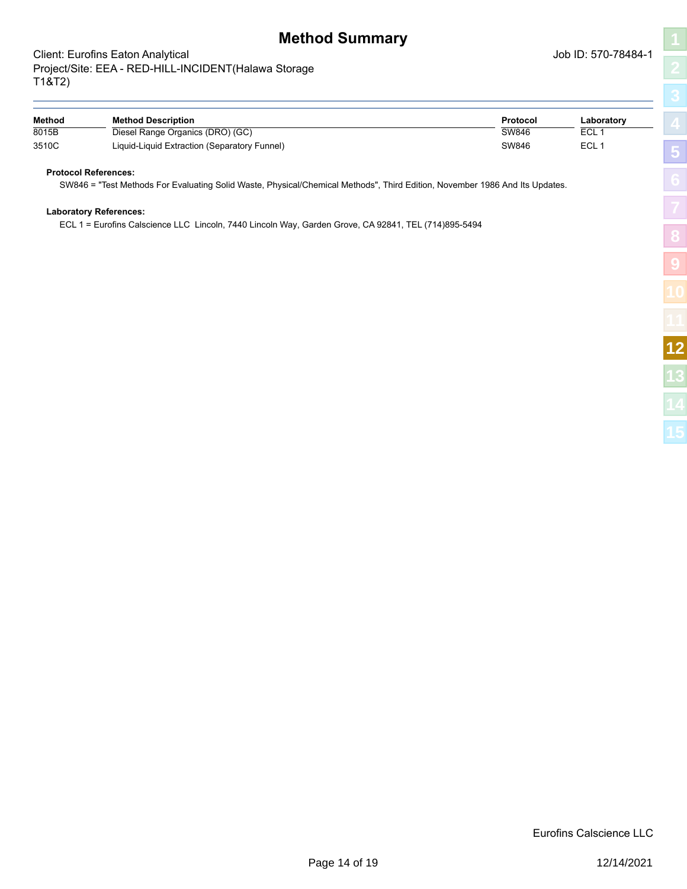# Method Summary

Client: Eurofins Eaton Analytical
Project/Site: EEA - RED-HILL-INCIDENT(Halawa Storage T1&T2)

Job ID: 570-78484-1

| Method | Method Description | Protocol | Laboratory |
| --- | --- | --- | --- |
| 8015B | Diesel Range Organics (DRO) (GC) | SW846 | ECL 1 |
| 3510C | Liquid-Liquid Extraction (Separatory Funnel) | SW846 | ECL 1 |

**Protocol References:**

SW846 = "Test Methods For Evaluating Solid Waste, Physical/Chemical Methods", Third Edition, November 1986 And Its Updates.

**Laboratory References:**

ECL 1 = Eurofins Calscience LLC Lincoln, 7440 Lincoln Way, Garden Grove, CA 92841, TEL (714)895-5494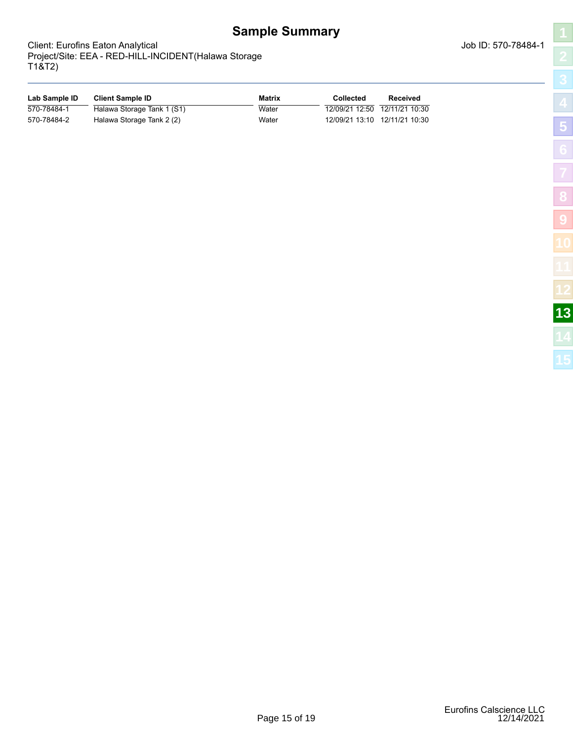# Sample Summary

Client: Eurofins Eaton Analytical
Project/Site: EEA - RED-HILL-INCIDENT(Halawa Storage T1&T2)

Job ID: 570-78484-1

| Lab Sample ID | Client Sample ID | Matrix | Collected | Received |
|---|---|---|---|---|
| 570-78484-1 | Halawa Storage Tank 1 (S1) | Water | 12/09/21 12:50 | 12/11/21 10:30 |
| 570-78484-2 | Halawa Storage Tank 2 (2) | Water | 12/09/21 13:10 | 12/11/21 10:30 |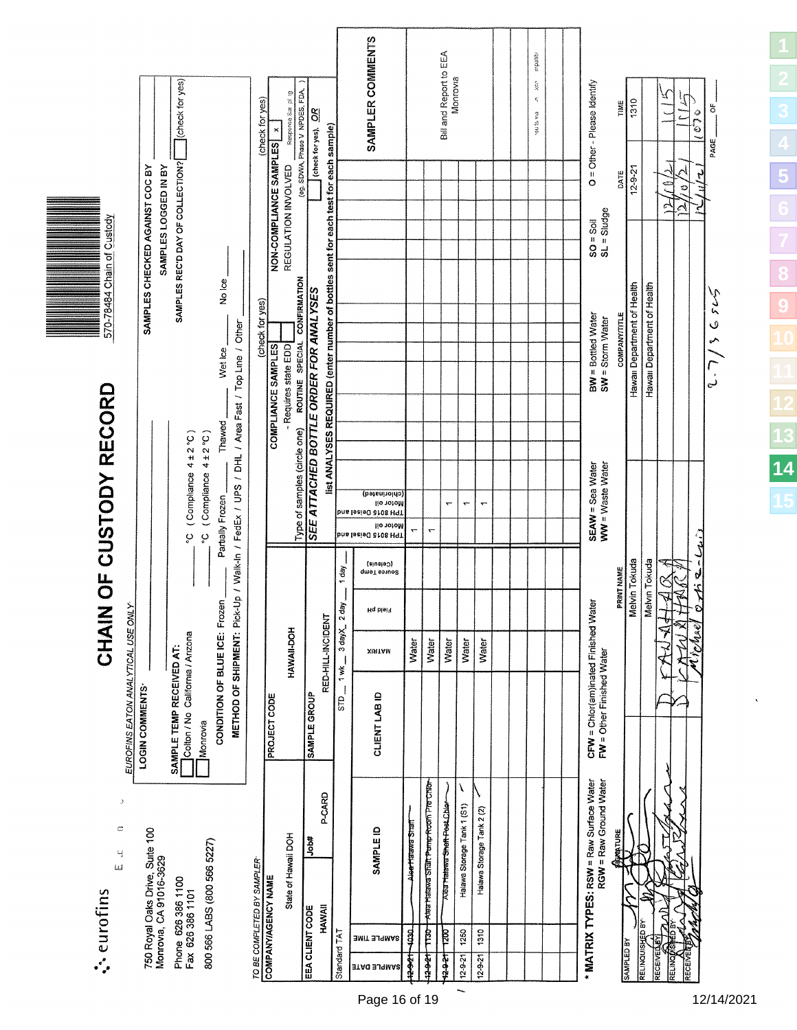eurofins

750 Royal Oaks Drive, Suite 100
Monrovia, CA 91016-3629

Phone 626 386 1100
Fax 626 386 1101

800 566 LABS (800 566 5227)

# CHAIN OF CUSTODY RECORD

570-78484 Chain of Custody

*EUROFINS EATON ANALYTICAL USE ONLY:*

LOGIN COMMENTS: ______

SAMPLES CHECKED AGAINST COC BY ______

SAMPLES LOGGED IN BY ______

SAMPLE TEMP RECEIVED AT: ☐ Colton / No California / Arizona ___ °C (Compliance 4 ± 2 °C) ☐ Monrovia ___ °C (Compliance 4 ± 2 °C)

SAMPLES REC'D DAY OF COLLECTION? ☐ (check for yes)

CONDITION OF BLUE ICE: Frozen ___ Partially Frozen ___ Thawed ___ Wet Ice ___ No Ice ___

METHOD OF SHIPMENT: Pick-Up / Walk-In / FedEx / UPS / DHL / Area Fast / Top Line / Other ______

*TO BE COMPLETED BY SAMPLER:*

| COMPANY/AGENCY NAME | PROJECT CODE | COMPLIANCE SAMPLES (check for yes) | NON-COMPLIANCE SAMPLES (check for yes) |
|---|---|---|---|
| State of Hawaii DOH | HAWAII-DOH | - Requires state EDD ☐ | x |

| EEA CLIENT CODE | Job# | SAMPLE GROUP | Type of samples (circle one) | REGULATION INVOLVED |
|---|---|---|---|---|
| HAWAII | P-CARD | RED-HILL-INCIDENT | ROUTINE SPECIAL CONFIRMATION | (eg. SDWA, Phase V, NPDES, FDA, ) |

Standard TAT: STD ___ 1 wk ___ 3 day X 2 day ___ 1 day ___

*SEE ATTACHED BOTTLE ORDER FOR ANALYSES* (check for yes), *OR*

list ANALYSES REQUIRED (enter number of bottles sent for each test for each sample)

| SAMPLE DATE | SAMPLE TIME | SAMPLE ID | CLIENT LAB ID | MATRIX | Field pH | Source Temp (Celsius) | TPH 8015 Deisel and Motor oil | TPH 8015 Deisel and Motor oil (chlorinated) | SAMPLER COMMENTS |
|---|---|---|---|---|---|---|---|---|---|
| ~~12-9-21~~ | ~~1030~~ | ~~Aiea Halawa Shaft~~ | | Water | | | 1 | | |
| ~~12-9-21~~ | ~~1130~~ | ~~Aiea Halawa Shaft Pump Room Pre Chlor~~ | | Water | | | 1 | | |
| ~~12-9-21~~ | ~~1200~~ | ~~Aiea Halawa Shaft Post Chlor~~ | | Water | | | | 1 | Bill and Report to EEA Monrovia |
| 12-9-21 | 1250 | Halawa Storage Tank 1 (S1) | | Water | | | | 1 | |
| 12-9-21 | 1310 | Halawa Storage Tank 2 (2) | | Water | | | | 1 | |

\* MATRIX TYPES: RSW = Raw Surface Water; RGW = Raw Ground Water; CFW = Chlor(am)inated Finished Water; FW = Other Finished Water; SEAW = Sea Water; WW = Waste Water; BW = Bottled Water; SW = Storm Water; SO = Soil; SL = Sludge; O = Other - Please Identify

| | SIGNATURE | PRINT NAME | COMPANY/TITLE | DATE | TIME |
|---|---|---|---|---|---|
| SAMPLED BY | [signature] | Melvin Tokuda | Hawaii Department of Health | 12-9-21 | 1310 |
| RELINQUISHED BY | [signature] | Melvin Tokuda | Hawaii Department of Health | | |
| RECEIVED BY | [signature] | P. ANAHARA | | 12/10/21 | 1115 |
| RELINQUISHED BY | [signature] | K. ANAHARA | | 12/10/21 | 1115 |
| RECEIVED BY | [signature] | Michael Ortiz-Luis | 2.7/3 G SC5 | 12/11/21 | 1020 |

PAGE ___ OF ___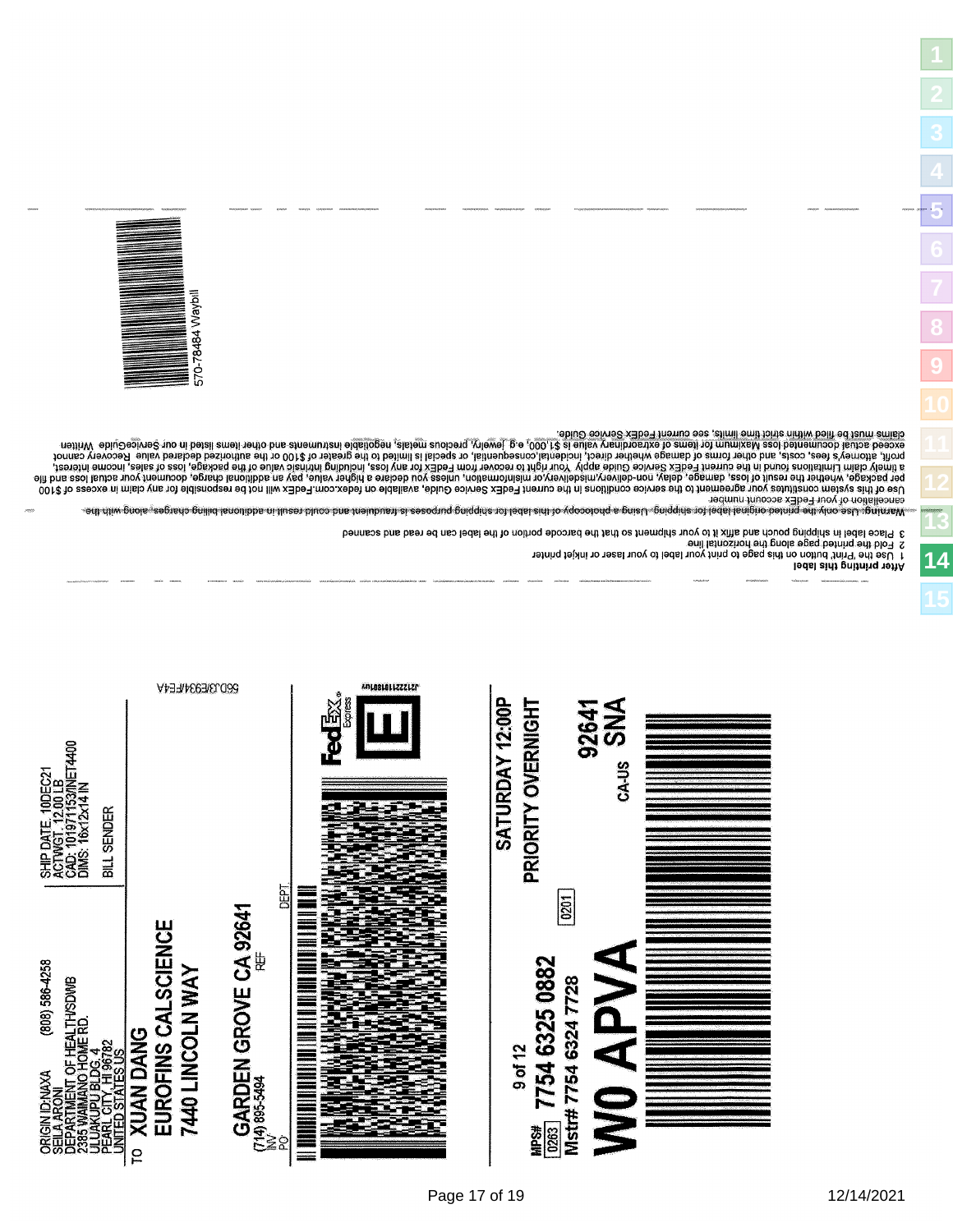570-78484 Waybill

**After printing this label:**

1. Use the 'Print' button on this page to print your label to your laser or inkjet printer.
2. Fold the printed page along the horizontal line.
3. Place label in shipping pouch and affix it to your shipment so that the barcode portion of the label can be read and scanned.

**Warning:** Use only the printed original label for shipping. Using a photocopy of this label for shipping purposes is fraudulent and could result in additional billing charges, along with the cancellation of your FedEx account number.

Use of this system constitutes your agreement to the service conditions in the current FedEx Service Guide, available on fedex.com. FedEx will not be responsible for any claim in excess of $100 per package, whether the result of loss, damage, delay, non-delivery, misdelivery, or misinformation, unless you declare a higher value, pay an additional charge, document your actual loss and file a timely claim. Limitations found in the current FedEx Service Guide apply. Your right to recover from FedEx for any loss, including intrinsic value of the package, loss of sales, income interest, profit, attorney's fees, costs, and other forms of damage whether direct, incidental, consequential, or special is limited to the greater of $100 or the authorized declared value. Recovery cannot exceed actual documented loss. Maximum for items of extraordinary value is $1,000, e.g. jewelry, precious metals, negotiable instruments and other items listed in our Service Guide. Written claims must be filed within strict time limits, see current FedEx Service Guide.

ORIGIN ID:NAXA (808) 586-4258
SEILA ARONI
DEPARTMENT OF HEALTH/SDWB
2385 WAIMANO HOME RD.
ULUAKUPU BLDG.4
PEARL CITY, HI 96782
UNITED STATES US

SHIP DATE: 10DEC21
ACTWGT: 12.00 LB
CAD: 101971153/INET4400
DIMS: 16x12x14 IN

BILL SENDER

TO **XUAN DANG**
**EUROFINS CALSCIENCE**
**7440 LINCOLN WAY**

**GARDEN GROVE CA 92641**
(714) 895-5494 REF
INV
PO DEPT

56DJ3/E934/FE4A

FedEx Express

E

J212221181801uv

9 of 12

MPS# 0263 **7754 6325 0882**
Mstr# **7754 6324 7728**

0201

**SATURDAY 12:00P**
**PRIORITY OVERNIGHT**

**W0 APVA**

**92641**
CA-US **SNA**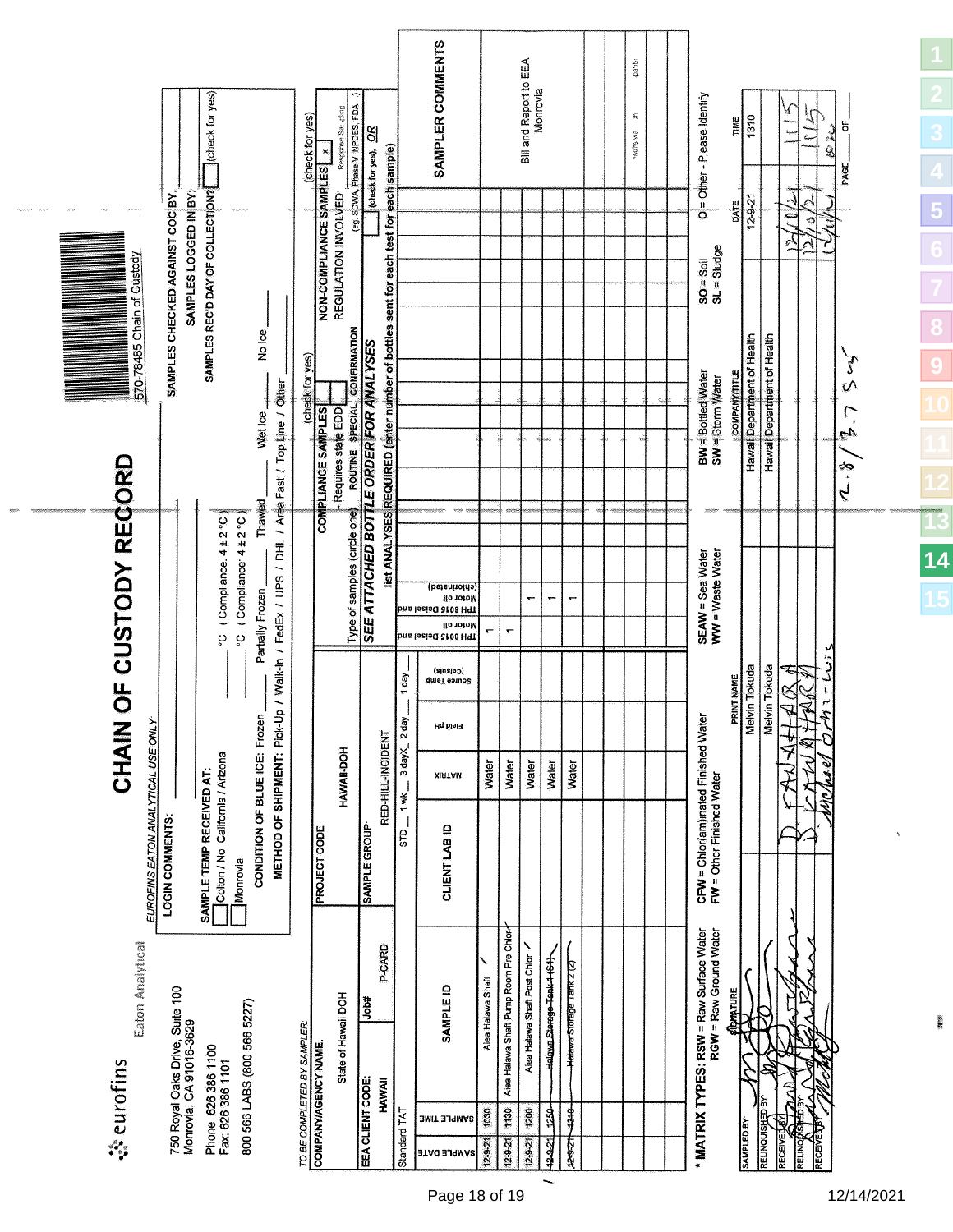# CHAIN OF CUSTODY RECORD

eurofins Eaton Analytical

750 Royal Oaks Drive, Suite 100
Monrovia, CA 91016-3629

Phone 626 386 1100
Fax 626 386 1101

800 566 LABS (800 566 5227)

570-78485 Chain of Custody

*EUROFINS EATON ANALYTICAL USE ONLY*

LOGIN COMMENTS: ______

SAMPLES CHECKED AGAINST COC BY: ______

SAMPLES LOGGED IN BY: ______

SAMPLE TEMP RECEIVED AT:
☐ Colton / No California / Arizona ______ °C (Compliance: 4 ± 2 °C)
☐ Monrovia ______ °C (Compliance: 4 ± 2 °C)

SAMPLES REC'D DAY OF COLLECTION? ☐ (check for yes)

CONDITION OF BLUE ICE: Frozen ___ Partially Frozen ___ Thawed ___ Wet Ice ___ No Ice ___

METHOD OF SHIPMENT: Pick-Up / Walk-In / FedEx / UPS / DHL / Area Fast / Top Line / Other: ______

*TO BE COMPLETED BY SAMPLER:*

| COMPANY/AGENCY NAME: | PROJECT CODE |
|---|---|
| State of Hawaii DOH | HAWAII-DOH |

| EEA CLIENT CODE: | Job# | P-CARD | SAMPLE GROUP: |
|---|---|---|---|
| HAWAII | | | RED-HILL-INCIDENT |

Standard TAT: STD ___ 1 wk ___ 3 day X 2 day ___ 1 day ___

COMPLIANCE SAMPLES (check for yes) — Requires state EDD ☐

NON-COMPLIANCE SAMPLES (check for yes) ☒ — Response Sampling

Type of samples (circle one): ROUTINE SPECIAL CONFIRMATION

REGULATION INVOLVED: (eg. SDWA, Phase V, NPDES, FDA, )

***SEE ATTACHED BOTTLE ORDER FOR ANALYSES*** (check for yes) ☐ ***OR***

list ANALYSES REQUIRED (enter number of bottles sent for each test for each sample)

| SAMPLE DATE | SAMPLE TIME | SAMPLE ID | CLIENT LAB ID | MATRIX | Field pH | Source Temp (Celsius) | TPH 8015 Diesel and Motor oil | TPH 8015 Diesel and Motor oil (chlorinated) | | | | | | | SAMPLER COMMENTS |
|---|---|---|---|---|---|---|---|---|---|---|---|---|---|---|---|
| 12-9-21 | 1030 | Aiea Halawa Shaft ✓ | | Water | | | 1 | | | | | | | | Bill and Report to EEA Monrovia |
| 12-9-21 | 1130 | Aiea Halawa Shaft Pump Room Pre Chlor ✓ | | Water | | | 1 | | | | | | | | |
| 12-9-21 | 1200 | Aiea Halawa Shaft Post Chlor ✓ | | Water | | | | 1 | | | | | | | |
| ~~12-9-21~~ | ~~1250~~ | ~~Halawa Storage Tank 1 (61)~~ | | Water | | | | 1 | | | | | | | |
| ~~12-9-21~~ | ~~1310~~ | ~~Halawa Storage Tank 2 (2)~~ | | Water | | | | 1 | | | | | | | |

\* MATRIX TYPES: RSW = Raw Surface Water, RGW = Raw Ground Water, CFW = Chlor(am)inated Finished Water, FW = Other Finished Water, SEAW = Sea Water, WW = Waste Water, BW = Bottled Water, SW = Storm Water, SO = Soil, SL = Sludge, O = Other - Please Identify

| | SIGNATURE | PRINT NAME | COMPANY/TITLE | DATE | TIME |
|---|---|---|---|---|---|
| SAMPLED BY: | [signature] | Melvin Tokuda | Hawaii Department of Health | 12-9-21 | 1310 |
| RELINQUISHED BY: | [signature] | Melvin Tokuda | Hawaii Department of Health | | |
| RECEIVED BY: | [signature] | D. KAWAHARA | | 12/10/21 | 1115 |
| RELINQUISHED BY: | [signature] | D. KAWAHARA | | 12/10/21 | 1515 |
| RECEIVED BY: | [signature] | Michael Ortiz | | 12/11/21 | 08:20 |

2.8 / 3.7 SS

PAGE ___ OF ___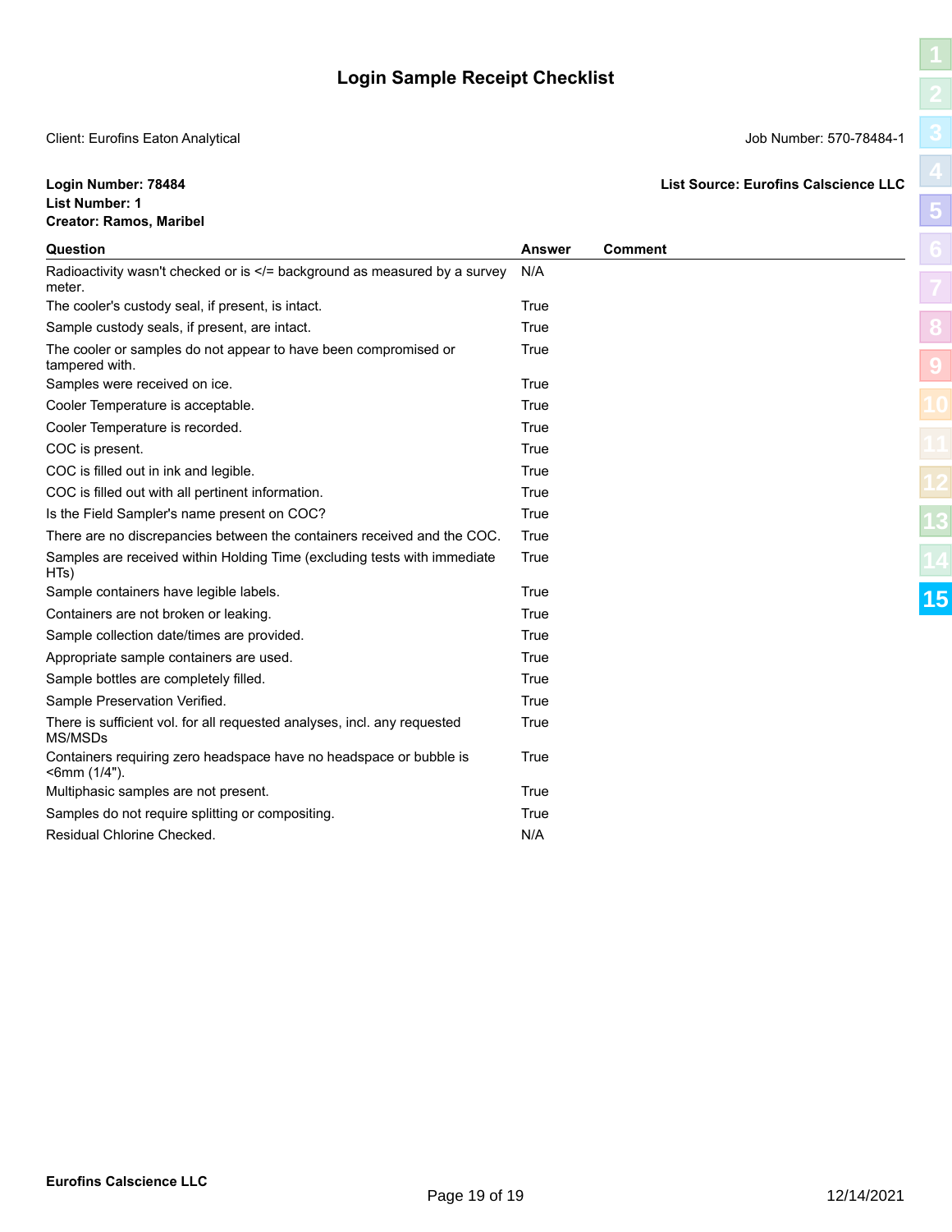# Login Sample Receipt Checklist

Client: Eurofins Eaton Analytical

Job Number: 570-78484-1

**Login Number: 78484**
**List Number: 1**
**Creator: Ramos, Maribel**

**List Source: Eurofins Calscience LLC**

| Question | Answer | Comment |
|---|---|---|
| Radioactivity wasn't checked or is </= background as measured by a survey meter. | N/A | |
| The cooler's custody seal, if present, is intact. | True | |
| Sample custody seals, if present, are intact. | True | |
| The cooler or samples do not appear to have been compromised or tampered with. | True | |
| Samples were received on ice. | True | |
| Cooler Temperature is acceptable. | True | |
| Cooler Temperature is recorded. | True | |
| COC is present. | True | |
| COC is filled out in ink and legible. | True | |
| COC is filled out with all pertinent information. | True | |
| Is the Field Sampler's name present on COC? | True | |
| There are no discrepancies between the containers received and the COC. | True | |
| Samples are received within Holding Time (excluding tests with immediate HTs) | True | |
| Sample containers have legible labels. | True | |
| Containers are not broken or leaking. | True | |
| Sample collection date/times are provided. | True | |
| Appropriate sample containers are used. | True | |
| Sample bottles are completely filled. | True | |
| Sample Preservation Verified. | True | |
| There is sufficient vol. for all requested analyses, incl. any requested MS/MSDs | True | |
| Containers requiring zero headspace have no headspace or bubble is <6mm (1/4"). | True | |
| Multiphasic samples are not present. | True | |
| Samples do not require splitting or compositing. | True | |
| Residual Chlorine Checked. | N/A | |